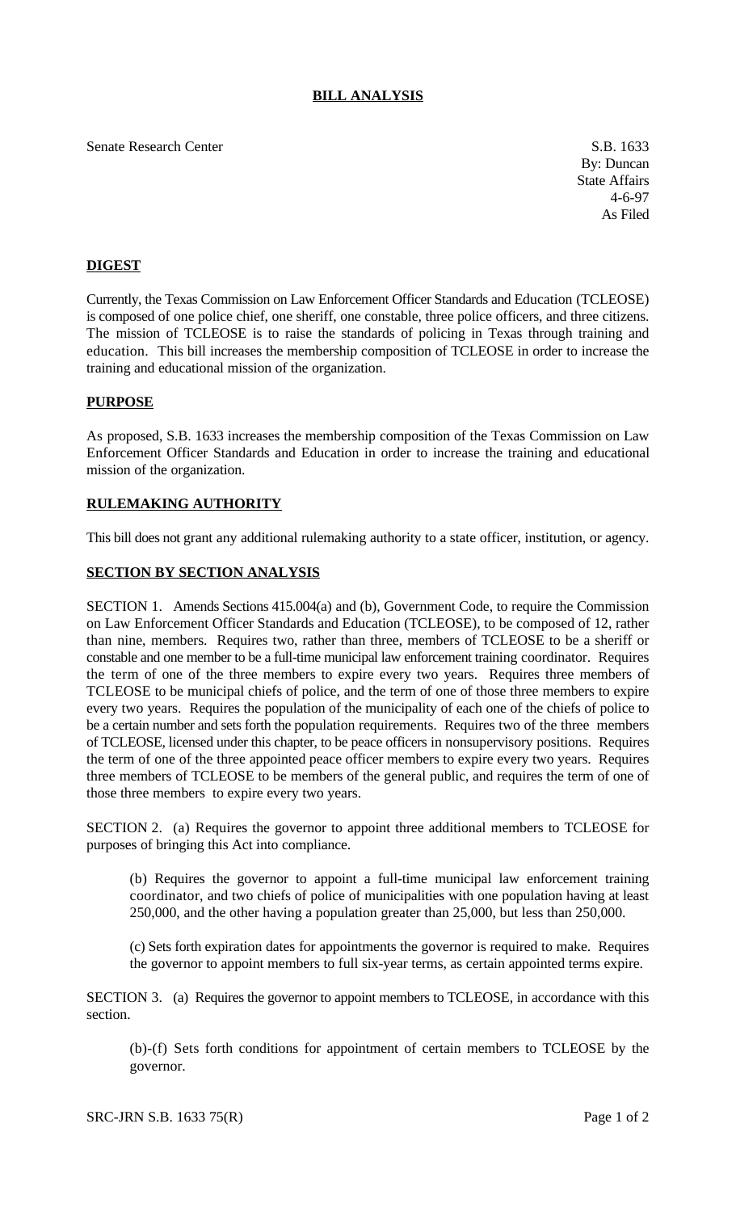**BILL ANALYSIS**

Senate Research Center

S.B. 1633
By: Duncan
State Affairs
4-6-97
As Filed

**DIGEST**

Currently, the Texas Commission on Law Enforcement Officer Standards and Education (TCLEOSE) is composed of one police chief, one sheriff, one constable, three police officers, and three citizens. The mission of TCLEOSE is to raise the standards of policing in Texas through training and education. This bill increases the membership composition of TCLEOSE in order to increase the training and educational mission of the organization.

**PURPOSE**

As proposed, S.B. 1633 increases the membership composition of the Texas Commission on Law Enforcement Officer Standards and Education in order to increase the training and educational mission of the organization.

**RULEMAKING AUTHORITY**

This bill does not grant any additional rulemaking authority to a state officer, institution, or agency.

**SECTION BY SECTION ANALYSIS**

SECTION 1. Amends Sections 415.004(a) and (b), Government Code, to require the Commission on Law Enforcement Officer Standards and Education (TCLEOSE), to be composed of 12, rather than nine, members. Requires two, rather than three, members of TCLEOSE to be a sheriff or constable and one member to be a full-time municipal law enforcement training coordinator. Requires the term of one of the three members to expire every two years. Requires three members of TCLEOSE to be municipal chiefs of police, and the term of one of those three members to expire every two years. Requires the population of the municipality of each one of the chiefs of police to be a certain number and sets forth the population requirements. Requires two of the three members of TCLEOSE, licensed under this chapter, to be peace officers in nonsupervisory positions. Requires the term of one of the three appointed peace officer members to expire every two years. Requires three members of TCLEOSE to be members of the general public, and requires the term of one of those three members to expire every two years.

SECTION 2. (a) Requires the governor to appoint three additional members to TCLEOSE for purposes of bringing this Act into compliance.

(b) Requires the governor to appoint a full-time municipal law enforcement training coordinator, and two chiefs of police of municipalities with one population having at least 250,000, and the other having a population greater than 25,000, but less than 250,000.

(c) Sets forth expiration dates for appointments the governor is required to make. Requires the governor to appoint members to full six-year terms, as certain appointed terms expire.

SECTION 3. (a) Requires the governor to appoint members to TCLEOSE, in accordance with this section.

(b)-(f) Sets forth conditions for appointment of certain members to TCLEOSE by the governor.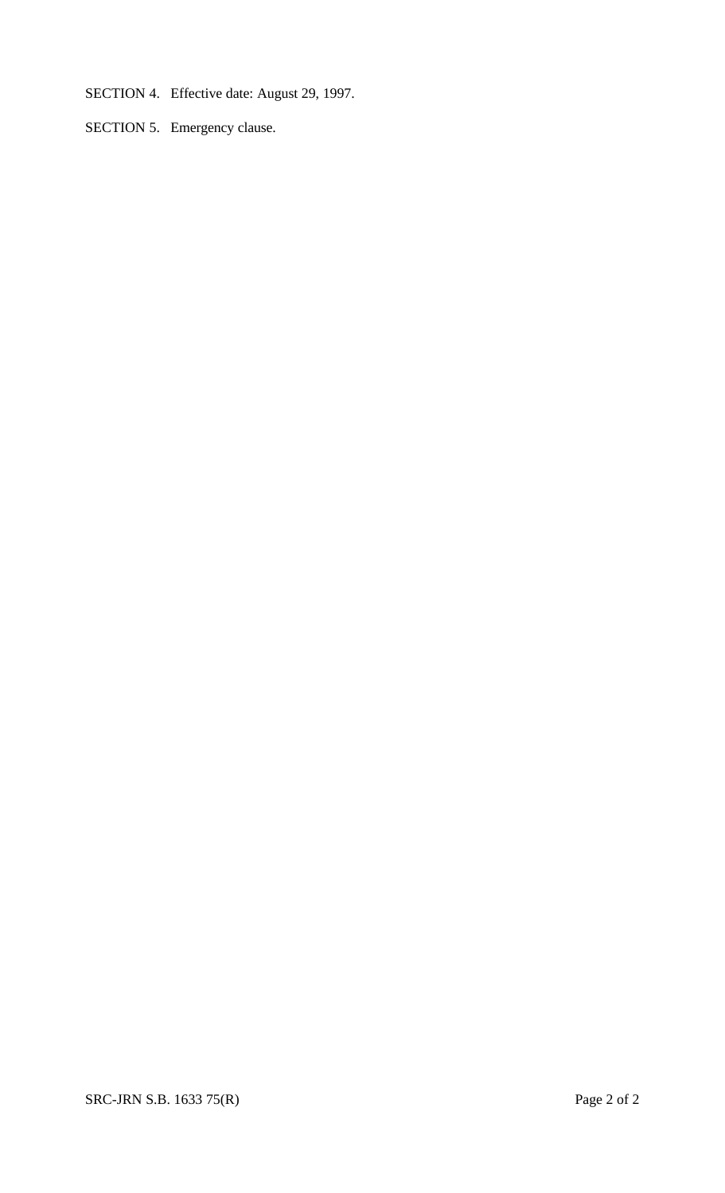SECTION 4. Effective date: August 29, 1997.

SECTION 5. Emergency clause.